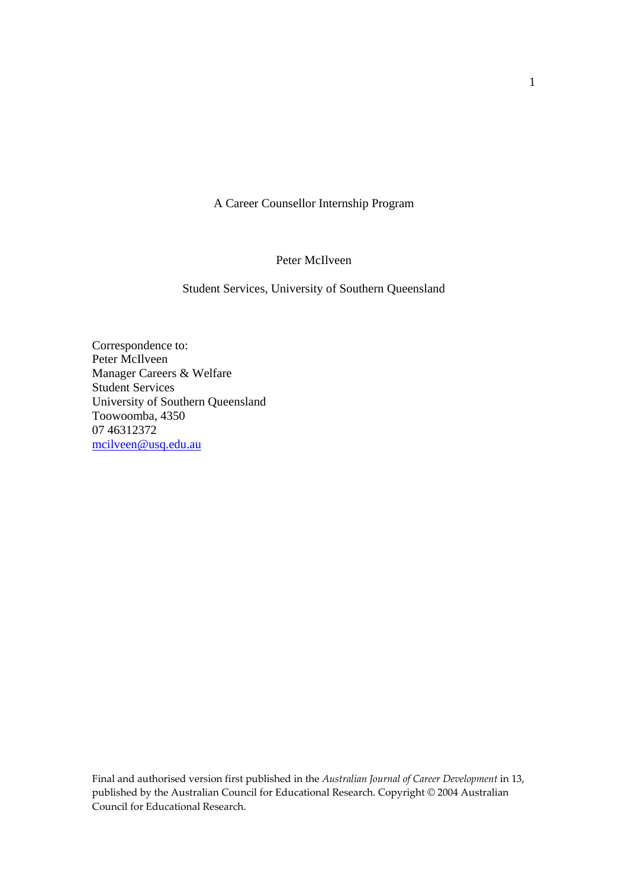# A Career Counsellor Internship Program

Peter McIlveen

Student Services, University of Southern Queensland

Correspondence to:
Peter McIlveen
Manager Careers & Welfare
Student Services
University of Southern Queensland
Toowoomba, 4350
07 46312372
mcilveen@usq.edu.au

Final and authorised version first published in the *Australian Journal of Career Development* in 13, published by the Australian Council for Educational Research. Copyright © 2004 Australian Council for Educational Research.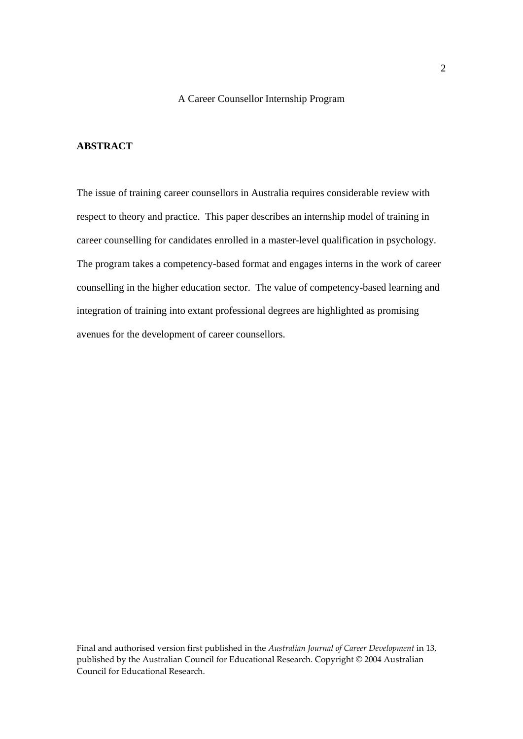A Career Counsellor Internship Program

## ABSTRACT

The issue of training career counsellors in Australia requires considerable review with respect to theory and practice. This paper describes an internship model of training in career counselling for candidates enrolled in a master-level qualification in psychology. The program takes a competency-based format and engages interns in the work of career counselling in the higher education sector. The value of competency-based learning and integration of training into extant professional degrees are highlighted as promising avenues for the development of career counsellors.

Final and authorised version first published in the *Australian Journal of Career Development* in 13, published by the Australian Council for Educational Research. Copyright © 2004 Australian Council for Educational Research.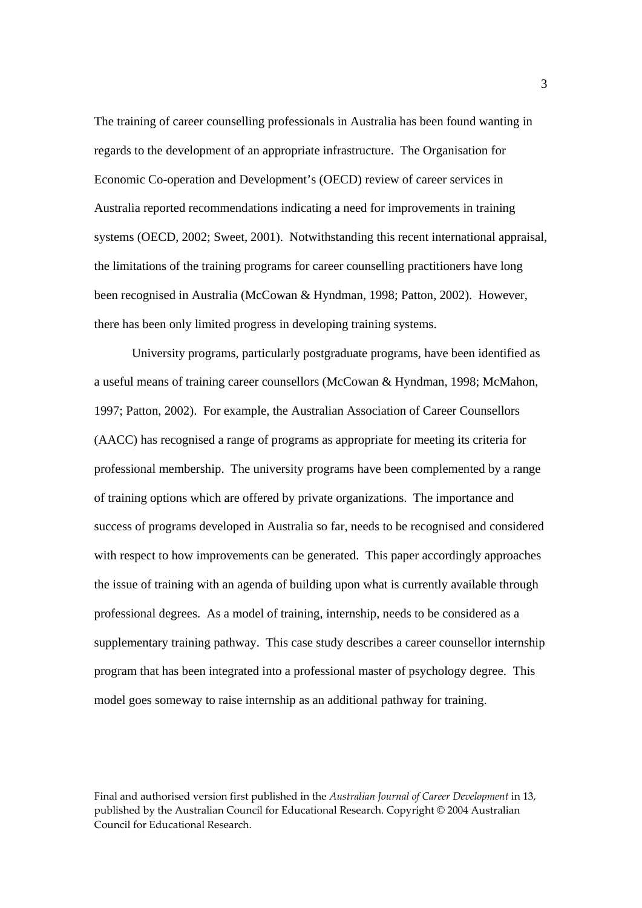The training of career counselling professionals in Australia has been found wanting in regards to the development of an appropriate infrastructure. The Organisation for Economic Co-operation and Development's (OECD) review of career services in Australia reported recommendations indicating a need for improvements in training systems (OECD, 2002; Sweet, 2001). Notwithstanding this recent international appraisal, the limitations of the training programs for career counselling practitioners have long been recognised in Australia (McCowan & Hyndman, 1998; Patton, 2002). However, there has been only limited progress in developing training systems.

University programs, particularly postgraduate programs, have been identified as a useful means of training career counsellors (McCowan & Hyndman, 1998; McMahon, 1997; Patton, 2002). For example, the Australian Association of Career Counsellors (AACC) has recognised a range of programs as appropriate for meeting its criteria for professional membership. The university programs have been complemented by a range of training options which are offered by private organizations. The importance and success of programs developed in Australia so far, needs to be recognised and considered with respect to how improvements can be generated. This paper accordingly approaches the issue of training with an agenda of building upon what is currently available through professional degrees. As a model of training, internship, needs to be considered as a supplementary training pathway. This case study describes a career counsellor internship program that has been integrated into a professional master of psychology degree. This model goes someway to raise internship as an additional pathway for training.

Final and authorised version first published in the *Australian Journal of Career Development* in 13, published by the Australian Council for Educational Research. Copyright © 2004 Australian Council for Educational Research.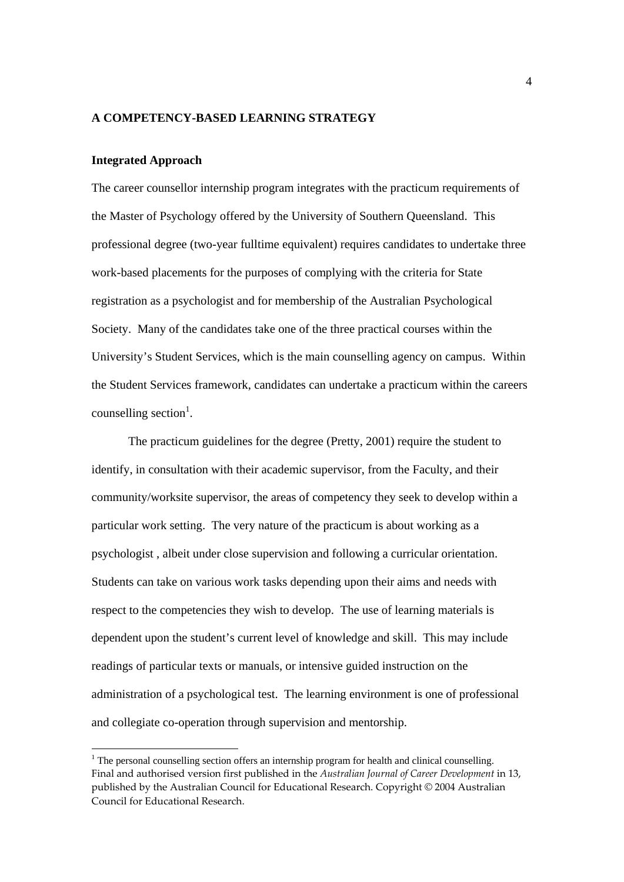## A COMPETENCY-BASED LEARNING STRATEGY

### Integrated Approach

The career counsellor internship program integrates with the practicum requirements of the Master of Psychology offered by the University of Southern Queensland. This professional degree (two-year fulltime equivalent) requires candidates to undertake three work-based placements for the purposes of complying with the criteria for State registration as a psychologist and for membership of the Australian Psychological Society. Many of the candidates take one of the three practical courses within the University's Student Services, which is the main counselling agency on campus. Within the Student Services framework, candidates can undertake a practicum within the careers counselling section[1].

The practicum guidelines for the degree (Pretty, 2001) require the student to identify, in consultation with their academic supervisor, from the Faculty, and their community/worksite supervisor, the areas of competency they seek to develop within a particular work setting. The very nature of the practicum is about working as a psychologist , albeit under close supervision and following a curricular orientation. Students can take on various work tasks depending upon their aims and needs with respect to the competencies they wish to develop. The use of learning materials is dependent upon the student's current level of knowledge and skill. This may include readings of particular texts or manuals, or intensive guided instruction on the administration of a psychological test. The learning environment is one of professional and collegiate co-operation through supervision and mentorship.

---

[1] The personal counselling section offers an internship program for health and clinical counselling.

Final and authorised version first published in the *Australian Journal of Career Development* in 13, published by the Australian Council for Educational Research. Copyright © 2004 Australian Council for Educational Research.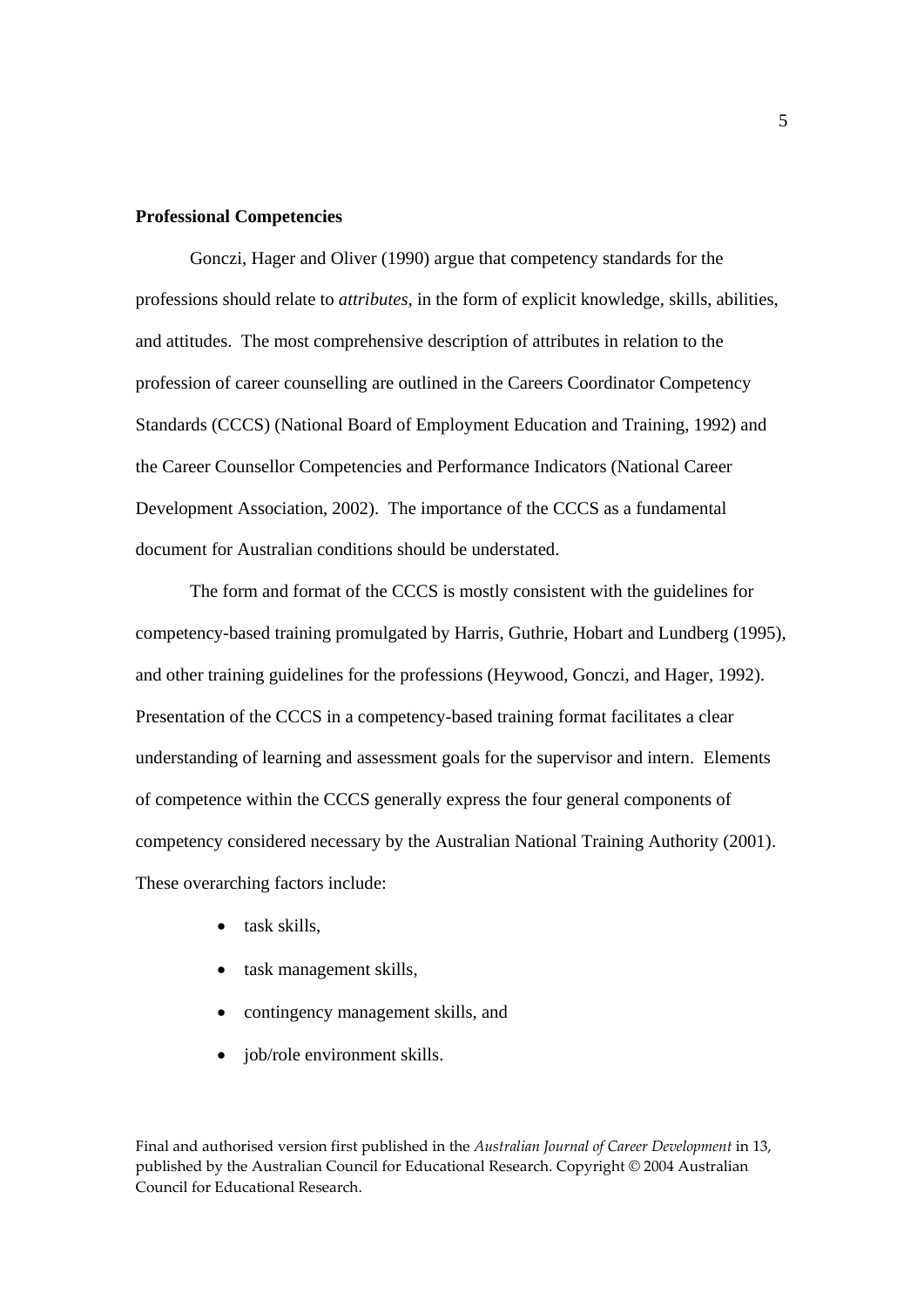**Professional Competencies**

Gonczi, Hager and Oliver (1990) argue that competency standards for the professions should relate to *attributes,* in the form of explicit knowledge, skills, abilities, and attitudes. The most comprehensive description of attributes in relation to the profession of career counselling are outlined in the Careers Coordinator Competency Standards (CCCS) (National Board of Employment Education and Training, 1992) and the Career Counsellor Competencies and Performance Indicators (National Career Development Association, 2002). The importance of the CCCS as a fundamental document for Australian conditions should be understated.

The form and format of the CCCS is mostly consistent with the guidelines for competency-based training promulgated by Harris, Guthrie, Hobart and Lundberg (1995), and other training guidelines for the professions (Heywood, Gonczi, and Hager, 1992). Presentation of the CCCS in a competency-based training format facilitates a clear understanding of learning and assessment goals for the supervisor and intern. Elements of competence within the CCCS generally express the four general components of competency considered necessary by the Australian National Training Authority (2001). These overarching factors include:

- task skills,
- task management skills,
- contingency management skills, and
- job/role environment skills.

Final and authorised version first published in the *Australian Journal of Career Development* in 13, published by the Australian Council for Educational Research. Copyright © 2004 Australian Council for Educational Research.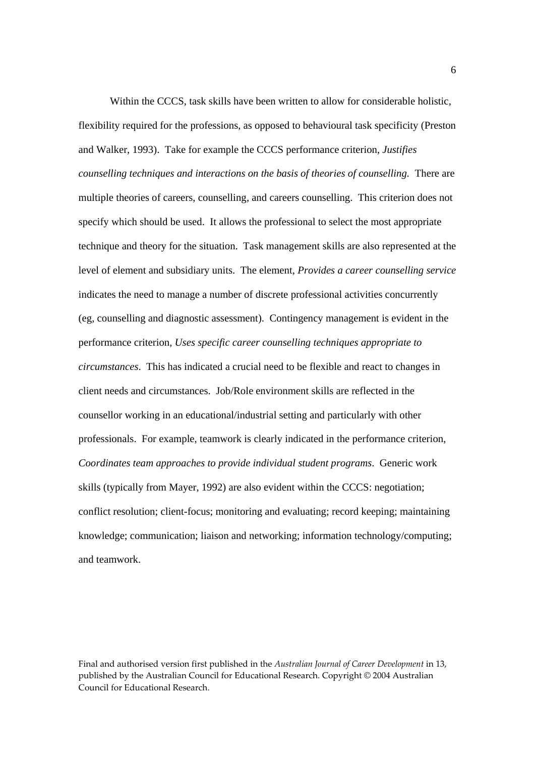Within the CCCS, task skills have been written to allow for considerable holistic, flexibility required for the professions, as opposed to behavioural task specificity (Preston and Walker, 1993). Take for example the CCCS performance criterion, *Justifies counselling techniques and interactions on the basis of theories of counselling.* There are multiple theories of careers, counselling, and careers counselling. This criterion does not specify which should be used. It allows the professional to select the most appropriate technique and theory for the situation. Task management skills are also represented at the level of element and subsidiary units. The element, *Provides a career counselling service* indicates the need to manage a number of discrete professional activities concurrently (eg, counselling and diagnostic assessment). Contingency management is evident in the performance criterion, *Uses specific career counselling techniques appropriate to circumstances*. This has indicated a crucial need to be flexible and react to changes in client needs and circumstances. Job/Role environment skills are reflected in the counsellor working in an educational/industrial setting and particularly with other professionals. For example, teamwork is clearly indicated in the performance criterion, *Coordinates team approaches to provide individual student programs*. Generic work skills (typically from Mayer, 1992) are also evident within the CCCS: negotiation; conflict resolution; client-focus; monitoring and evaluating; record keeping; maintaining knowledge; communication; liaison and networking; information technology/computing; and teamwork.

Final and authorised version first published in the *Australian Journal of Career Development* in 13, published by the Australian Council for Educational Research. Copyright © 2004 Australian Council for Educational Research.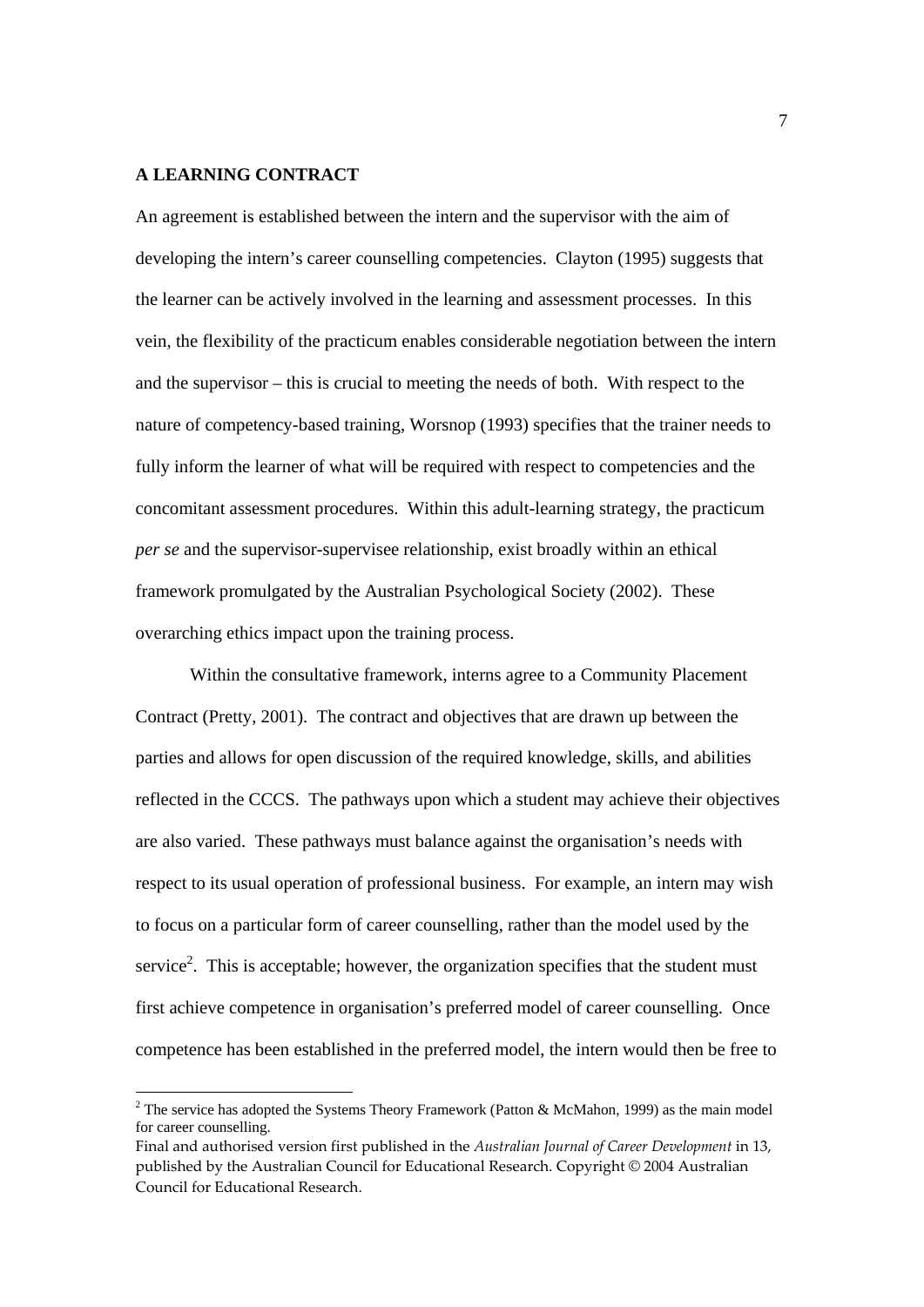## A LEARNING CONTRACT

An agreement is established between the intern and the supervisor with the aim of developing the intern's career counselling competencies. Clayton (1995) suggests that the learner can be actively involved in the learning and assessment processes. In this vein, the flexibility of the practicum enables considerable negotiation between the intern and the supervisor – this is crucial to meeting the needs of both. With respect to the nature of competency-based training, Worsnop (1993) specifies that the trainer needs to fully inform the learner of what will be required with respect to competencies and the concomitant assessment procedures. Within this adult-learning strategy, the practicum *per se* and the supervisor-supervisee relationship, exist broadly within an ethical framework promulgated by the Australian Psychological Society (2002). These overarching ethics impact upon the training process.

Within the consultative framework, interns agree to a Community Placement Contract (Pretty, 2001). The contract and objectives that are drawn up between the parties and allows for open discussion of the required knowledge, skills, and abilities reflected in the CCCS. The pathways upon which a student may achieve their objectives are also varied. These pathways must balance against the organisation's needs with respect to its usual operation of professional business. For example, an intern may wish to focus on a particular form of career counselling, rather than the model used by the service[2]. This is acceptable; however, the organization specifies that the student must first achieve competence in organisation's preferred model of career counselling. Once competence has been established in the preferred model, the intern would then be free to

[2] The service has adopted the Systems Theory Framework (Patton & McMahon, 1999) as the main model for career counselling.

Final and authorised version first published in the *Australian Journal of Career Development* in 13, published by the Australian Council for Educational Research. Copyright © 2004 Australian Council for Educational Research.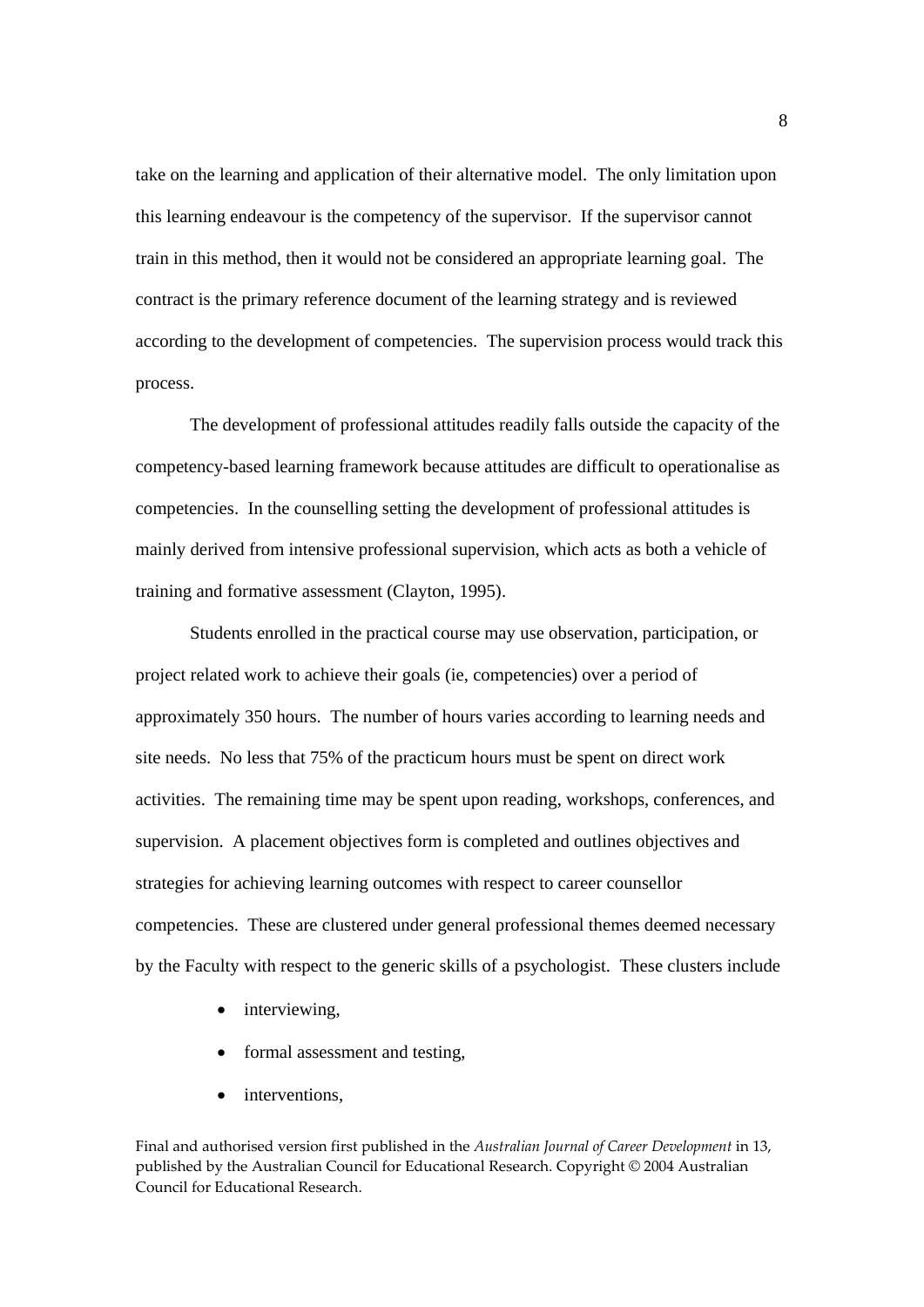take on the learning and application of their alternative model. The only limitation upon this learning endeavour is the competency of the supervisor. If the supervisor cannot train in this method, then it would not be considered an appropriate learning goal. The contract is the primary reference document of the learning strategy and is reviewed according to the development of competencies. The supervision process would track this process.

The development of professional attitudes readily falls outside the capacity of the competency-based learning framework because attitudes are difficult to operationalise as competencies. In the counselling setting the development of professional attitudes is mainly derived from intensive professional supervision, which acts as both a vehicle of training and formative assessment (Clayton, 1995).

Students enrolled in the practical course may use observation, participation, or project related work to achieve their goals (ie, competencies) over a period of approximately 350 hours. The number of hours varies according to learning needs and site needs. No less that 75% of the practicum hours must be spent on direct work activities. The remaining time may be spent upon reading, workshops, conferences, and supervision. A placement objectives form is completed and outlines objectives and strategies for achieving learning outcomes with respect to career counsellor competencies. These are clustered under general professional themes deemed necessary by the Faculty with respect to the generic skills of a psychologist. These clusters include

- interviewing,
- formal assessment and testing,
- interventions,

Final and authorised version first published in the *Australian Journal of Career Development* in 13, published by the Australian Council for Educational Research. Copyright © 2004 Australian Council for Educational Research.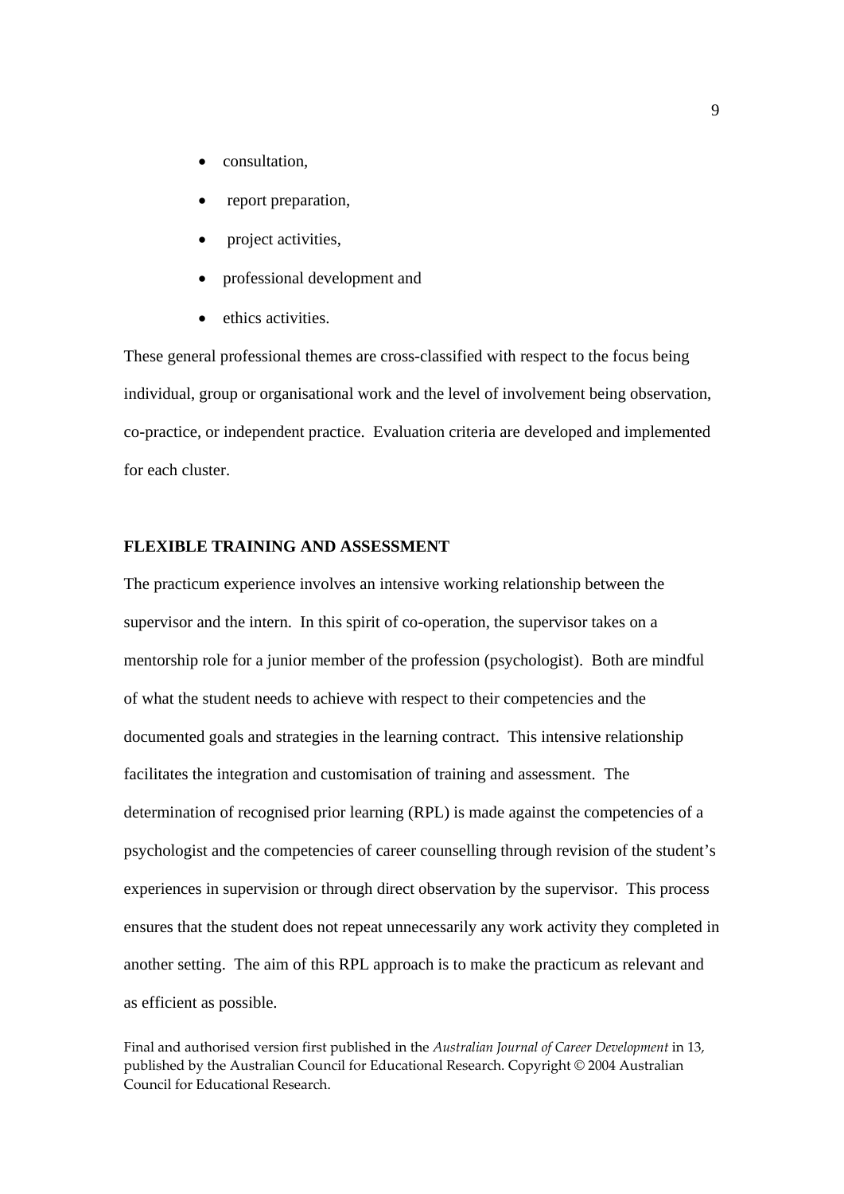- consultation,
- report preparation,
- project activities,
- professional development and
- ethics activities.

These general professional themes are cross-classified with respect to the focus being individual, group or organisational work and the level of involvement being observation, co-practice, or independent practice. Evaluation criteria are developed and implemented for each cluster.

## FLEXIBLE TRAINING AND ASSESSMENT

The practicum experience involves an intensive working relationship between the supervisor and the intern. In this spirit of co-operation, the supervisor takes on a mentorship role for a junior member of the profession (psychologist). Both are mindful of what the student needs to achieve with respect to their competencies and the documented goals and strategies in the learning contract. This intensive relationship facilitates the integration and customisation of training and assessment. The determination of recognised prior learning (RPL) is made against the competencies of a psychologist and the competencies of career counselling through revision of the student's experiences in supervision or through direct observation by the supervisor. This process ensures that the student does not repeat unnecessarily any work activity they completed in another setting. The aim of this RPL approach is to make the practicum as relevant and as efficient as possible.

Final and authorised version first published in the *Australian Journal of Career Development* in 13, published by the Australian Council for Educational Research. Copyright © 2004 Australian Council for Educational Research.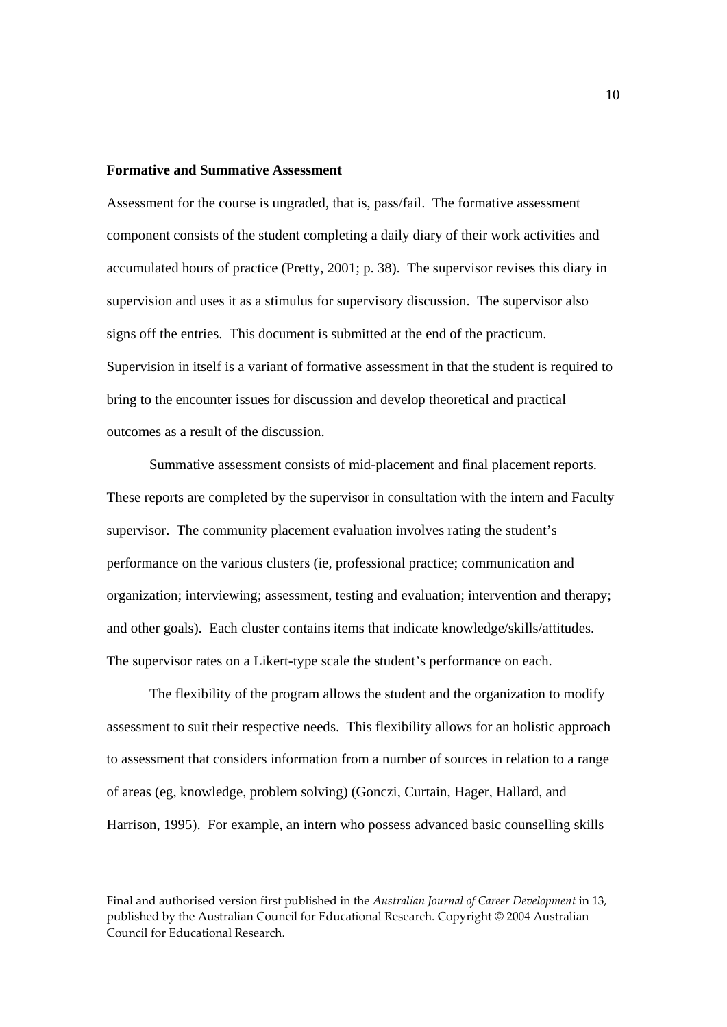**Formative and Summative Assessment**

Assessment for the course is ungraded, that is, pass/fail. The formative assessment component consists of the student completing a daily diary of their work activities and accumulated hours of practice (Pretty, 2001; p. 38). The supervisor revises this diary in supervision and uses it as a stimulus for supervisory discussion. The supervisor also signs off the entries. This document is submitted at the end of the practicum. Supervision in itself is a variant of formative assessment in that the student is required to bring to the encounter issues for discussion and develop theoretical and practical outcomes as a result of the discussion.

Summative assessment consists of mid-placement and final placement reports. These reports are completed by the supervisor in consultation with the intern and Faculty supervisor. The community placement evaluation involves rating the student's performance on the various clusters (ie, professional practice; communication and organization; interviewing; assessment, testing and evaluation; intervention and therapy; and other goals). Each cluster contains items that indicate knowledge/skills/attitudes. The supervisor rates on a Likert-type scale the student's performance on each.

The flexibility of the program allows the student and the organization to modify assessment to suit their respective needs. This flexibility allows for an holistic approach to assessment that considers information from a number of sources in relation to a range of areas (eg, knowledge, problem solving) (Gonczi, Curtain, Hager, Hallard, and Harrison, 1995). For example, an intern who possess advanced basic counselling skills

Final and authorised version first published in the *Australian Journal of Career Development* in 13, published by the Australian Council for Educational Research. Copyright © 2004 Australian Council for Educational Research.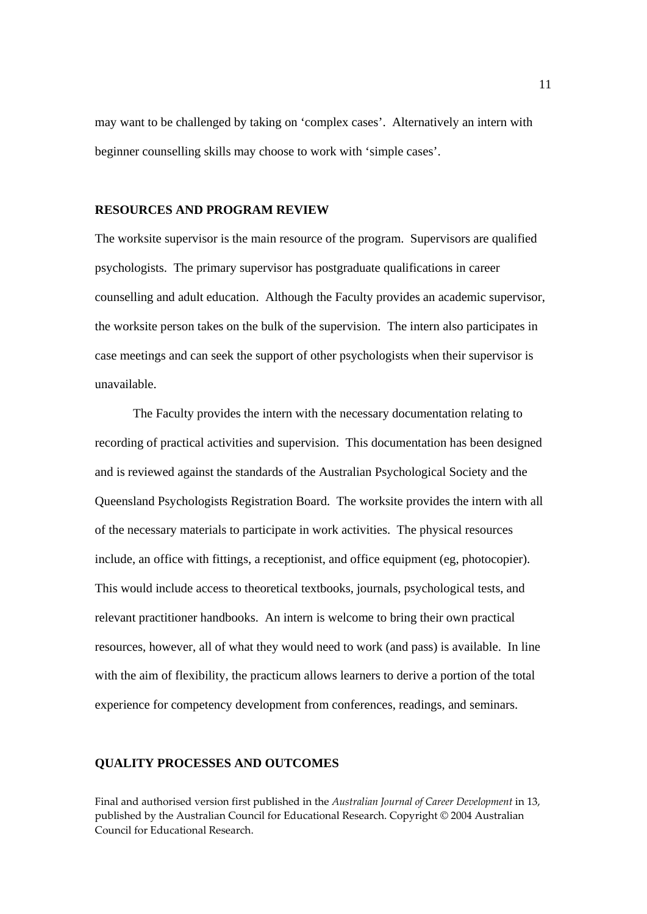may want to be challenged by taking on 'complex cases'. Alternatively an intern with beginner counselling skills may choose to work with 'simple cases'.

## RESOURCES AND PROGRAM REVIEW

The worksite supervisor is the main resource of the program. Supervisors are qualified psychologists. The primary supervisor has postgraduate qualifications in career counselling and adult education. Although the Faculty provides an academic supervisor, the worksite person takes on the bulk of the supervision. The intern also participates in case meetings and can seek the support of other psychologists when their supervisor is unavailable.

The Faculty provides the intern with the necessary documentation relating to recording of practical activities and supervision. This documentation has been designed and is reviewed against the standards of the Australian Psychological Society and the Queensland Psychologists Registration Board. The worksite provides the intern with all of the necessary materials to participate in work activities. The physical resources include, an office with fittings, a receptionist, and office equipment (eg, photocopier). This would include access to theoretical textbooks, journals, psychological tests, and relevant practitioner handbooks. An intern is welcome to bring their own practical resources, however, all of what they would need to work (and pass) is available. In line with the aim of flexibility, the practicum allows learners to derive a portion of the total experience for competency development from conferences, readings, and seminars.

## QUALITY PROCESSES AND OUTCOMES

Final and authorised version first published in the *Australian Journal of Career Development* in 13, published by the Australian Council for Educational Research. Copyright © 2004 Australian Council for Educational Research.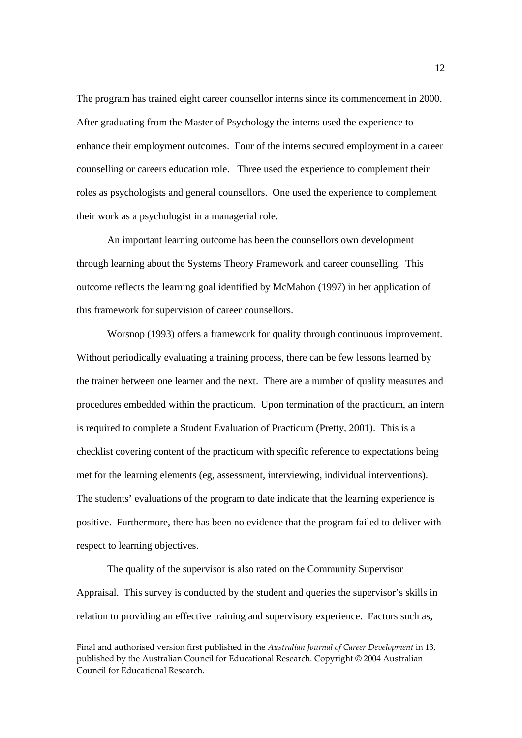The program has trained eight career counsellor interns since its commencement in 2000. After graduating from the Master of Psychology the interns used the experience to enhance their employment outcomes. Four of the interns secured employment in a career counselling or careers education role. Three used the experience to complement their roles as psychologists and general counsellors. One used the experience to complement their work as a psychologist in a managerial role.

An important learning outcome has been the counsellors own development through learning about the Systems Theory Framework and career counselling. This outcome reflects the learning goal identified by McMahon (1997) in her application of this framework for supervision of career counsellors.

Worsnop (1993) offers a framework for quality through continuous improvement. Without periodically evaluating a training process, there can be few lessons learned by the trainer between one learner and the next. There are a number of quality measures and procedures embedded within the practicum. Upon termination of the practicum, an intern is required to complete a Student Evaluation of Practicum (Pretty, 2001). This is a checklist covering content of the practicum with specific reference to expectations being met for the learning elements (eg, assessment, interviewing, individual interventions). The students' evaluations of the program to date indicate that the learning experience is positive. Furthermore, there has been no evidence that the program failed to deliver with respect to learning objectives.

The quality of the supervisor is also rated on the Community Supervisor Appraisal. This survey is conducted by the student and queries the supervisor's skills in relation to providing an effective training and supervisory experience. Factors such as,

Final and authorised version first published in the *Australian Journal of Career Development* in 13, published by the Australian Council for Educational Research. Copyright © 2004 Australian Council for Educational Research.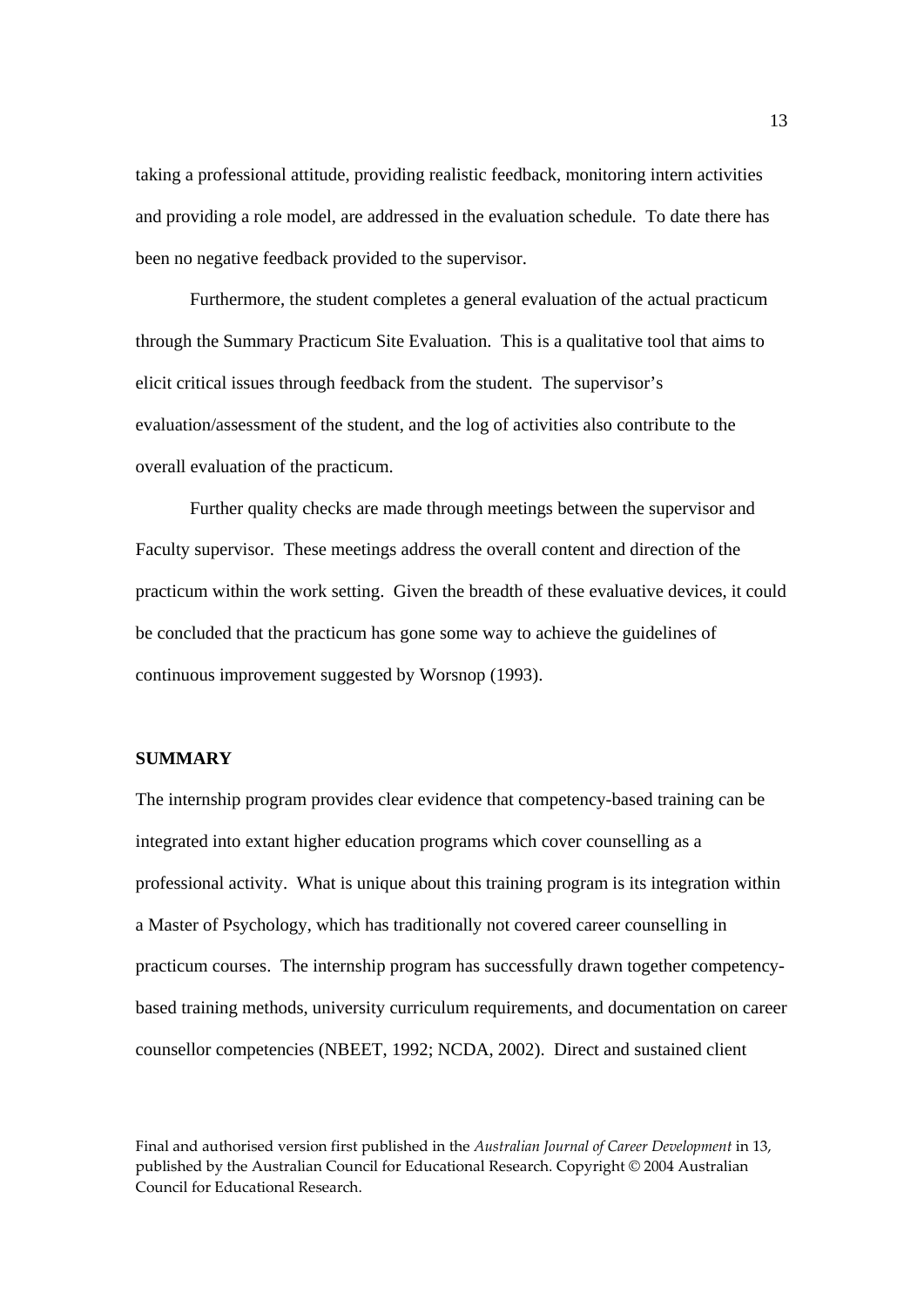taking a professional attitude, providing realistic feedback, monitoring intern activities and providing a role model, are addressed in the evaluation schedule. To date there has been no negative feedback provided to the supervisor.

Furthermore, the student completes a general evaluation of the actual practicum through the Summary Practicum Site Evaluation. This is a qualitative tool that aims to elicit critical issues through feedback from the student. The supervisor's evaluation/assessment of the student, and the log of activities also contribute to the overall evaluation of the practicum.

Further quality checks are made through meetings between the supervisor and Faculty supervisor. These meetings address the overall content and direction of the practicum within the work setting. Given the breadth of these evaluative devices, it could be concluded that the practicum has gone some way to achieve the guidelines of continuous improvement suggested by Worsnop (1993).

## SUMMARY

The internship program provides clear evidence that competency-based training can be integrated into extant higher education programs which cover counselling as a professional activity. What is unique about this training program is its integration within a Master of Psychology, which has traditionally not covered career counselling in practicum courses. The internship program has successfully drawn together competency-based training methods, university curriculum requirements, and documentation on career counsellor competencies (NBEET, 1992; NCDA, 2002). Direct and sustained client

Final and authorised version first published in the *Australian Journal of Career Development* in 13, published by the Australian Council for Educational Research. Copyright © 2004 Australian Council for Educational Research.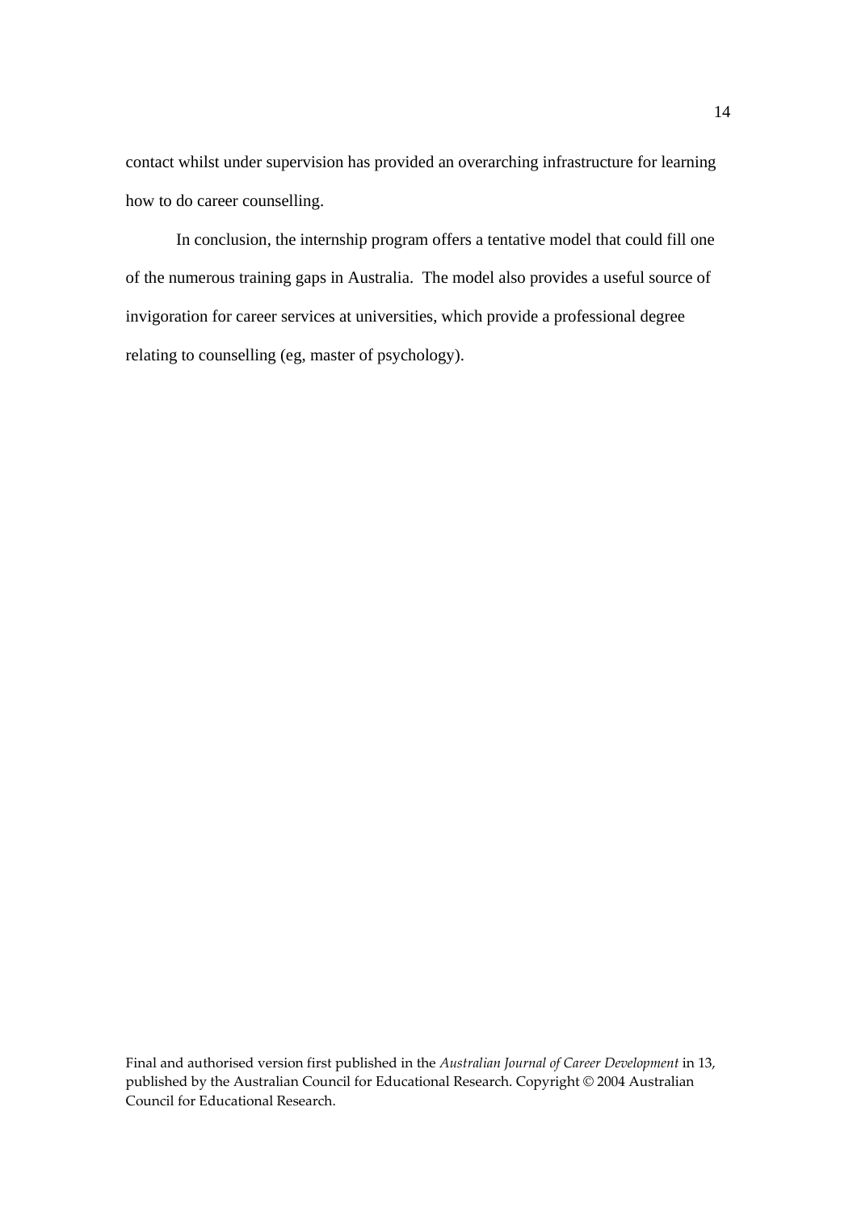contact whilst under supervision has provided an overarching infrastructure for learning how to do career counselling.

In conclusion, the internship program offers a tentative model that could fill one of the numerous training gaps in Australia. The model also provides a useful source of invigoration for career services at universities, which provide a professional degree relating to counselling (eg, master of psychology).

Final and authorised version first published in the *Australian Journal of Career Development* in 13, published by the Australian Council for Educational Research. Copyright © 2004 Australian Council for Educational Research.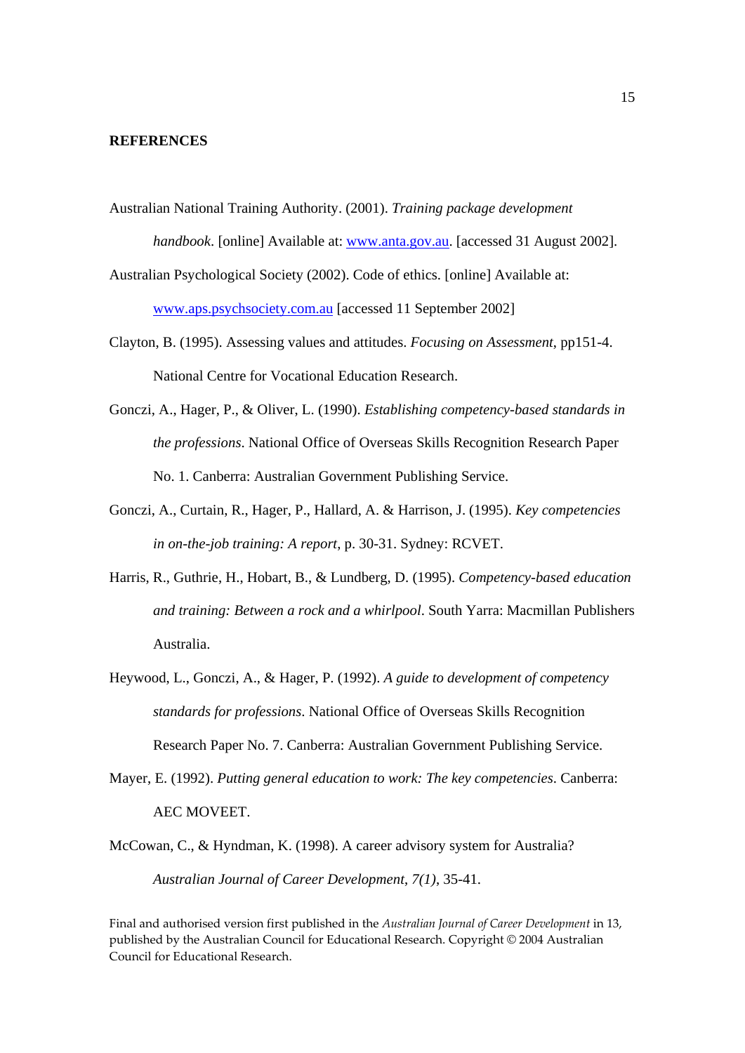## REFERENCES

Australian National Training Authority. (2001). *Training package development handbook*. [online] Available at: www.anta.gov.au. [accessed 31 August 2002].

Australian Psychological Society (2002). Code of ethics. [online] Available at: www.aps.psychsociety.com.au [accessed 11 September 2002]

Clayton, B. (1995). Assessing values and attitudes. *Focusing on Assessment*, pp151-4. National Centre for Vocational Education Research.

Gonczi, A., Hager, P., & Oliver, L. (1990). *Establishing competency-based standards in the professions*. National Office of Overseas Skills Recognition Research Paper No. 1. Canberra: Australian Government Publishing Service.

Gonczi, A., Curtain, R., Hager, P., Hallard, A. & Harrison, J. (1995). *Key competencies in on-the-job training: A report*, p. 30-31. Sydney: RCVET.

Harris, R., Guthrie, H., Hobart, B., & Lundberg, D. (1995). *Competency-based education and training: Between a rock and a whirlpool*. South Yarra: Macmillan Publishers Australia.

Heywood, L., Gonczi, A., & Hager, P. (1992). *A guide to development of competency standards for professions*. National Office of Overseas Skills Recognition Research Paper No. 7. Canberra: Australian Government Publishing Service.

Mayer, E. (1992). *Putting general education to work: The key competencies*. Canberra: AEC MOVEET.

McCowan, C., & Hyndman, K. (1998). A career advisory system for Australia? *Australian Journal of Career Development*, *7(1)*, 35-41.

Final and authorised version first published in the *Australian Journal of Career Development* in 13, published by the Australian Council for Educational Research. Copyright © 2004 Australian Council for Educational Research.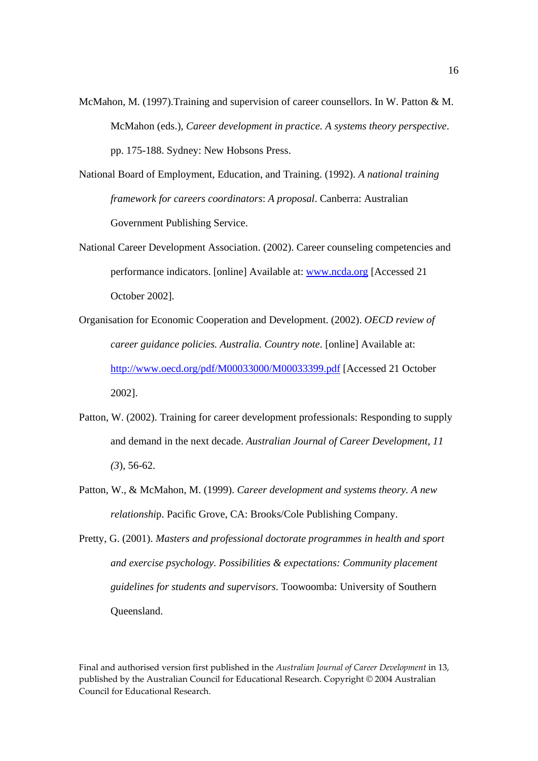McMahon, M. (1997).Training and supervision of career counsellors. In W. Patton & M. McMahon (eds.), *Career development in practice. A systems theory perspective*. pp. 175-188. Sydney: New Hobsons Press.

National Board of Employment, Education, and Training. (1992). *A national training framework for careers coordinators*: *A proposal*. Canberra: Australian Government Publishing Service.

National Career Development Association. (2002). Career counseling competencies and performance indicators. [online] Available at: www.ncda.org [Accessed 21 October 2002].

Organisation for Economic Cooperation and Development. (2002). *OECD review of career guidance policies. Australia. Country note*. [online] Available at: http://www.oecd.org/pdf/M00033000/M00033399.pdf [Accessed 21 October 2002].

Patton, W. (2002). Training for career development professionals: Responding to supply and demand in the next decade. *Australian Journal of Career Development*, *11 (3*), 56-62.

Patton, W., & McMahon, M. (1999). *Career development and systems theory. A new relationshi*p. Pacific Grove, CA: Brooks/Cole Publishing Company.

Pretty, G. (2001). *Masters and professional doctorate programmes in health and sport and exercise psychology. Possibilities & expectations: Community placement guidelines for students and supervisors*. Toowoomba: University of Southern Queensland.

Final and authorised version first published in the *Australian Journal of Career Development* in 13, published by the Australian Council for Educational Research. Copyright © 2004 Australian Council for Educational Research.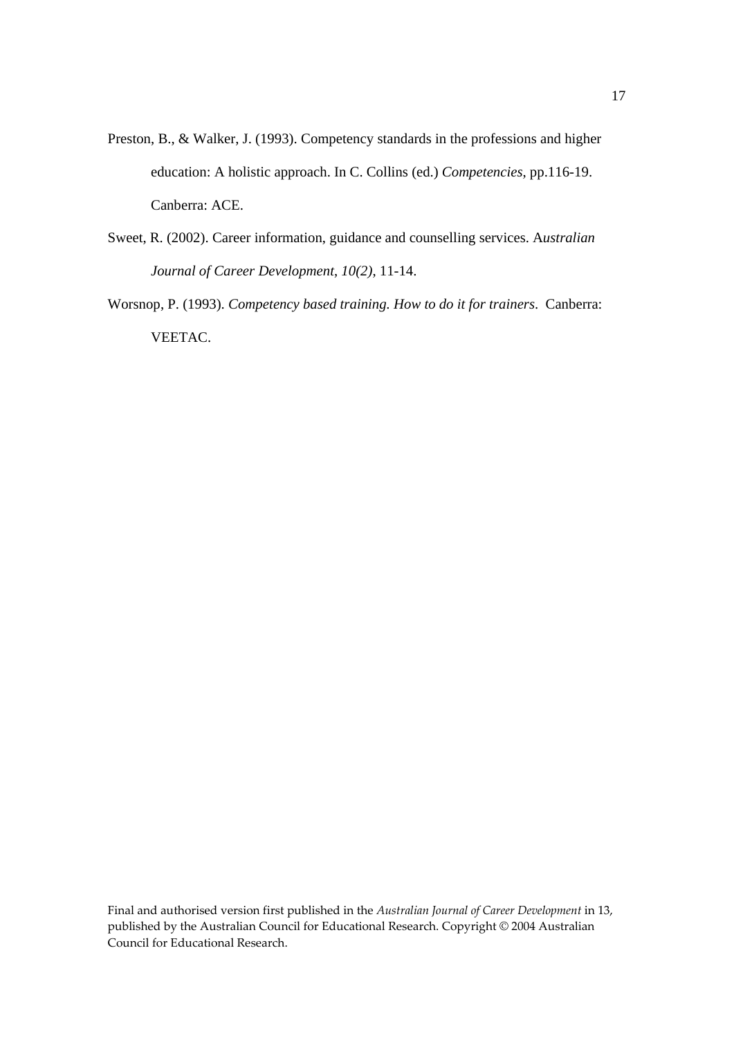Preston, B., & Walker, J. (1993). Competency standards in the professions and higher education: A holistic approach. In C. Collins (ed.) *Competencies*, pp.116-19. Canberra: ACE.

Sweet, R. (2002). Career information, guidance and counselling services. A*ustralian Journal of Career Development*, *10(2)*, 11-14.

Worsnop, P. (1993). *Competency based training. How to do it for trainers*. Canberra: VEETAC.

Final and authorised version first published in the *Australian Journal of Career Development* in 13, published by the Australian Council for Educational Research. Copyright © 2004 Australian Council for Educational Research.